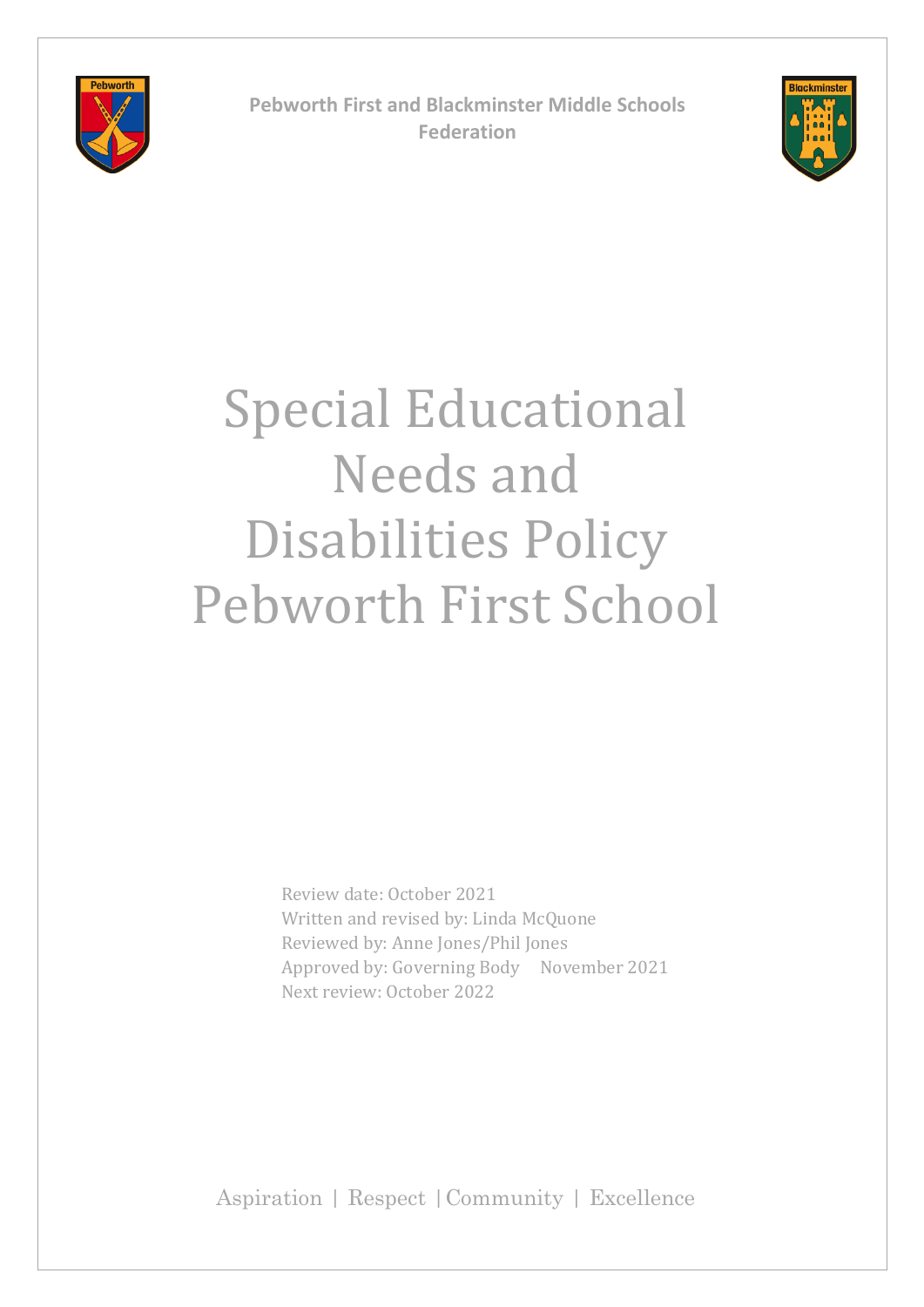**Pebworth First and Blackminster Middle Schools Federation**

# Special Educational Needs and Disabilities Policy Pebworth First School

Review date: October 2021
Written and revised by: Linda McQuone
Reviewed by: Anne Jones/Phil Jones
Approved by: Governing Body November 2021
Next review: October 2022

Aspiration | Respect | Community | Excellence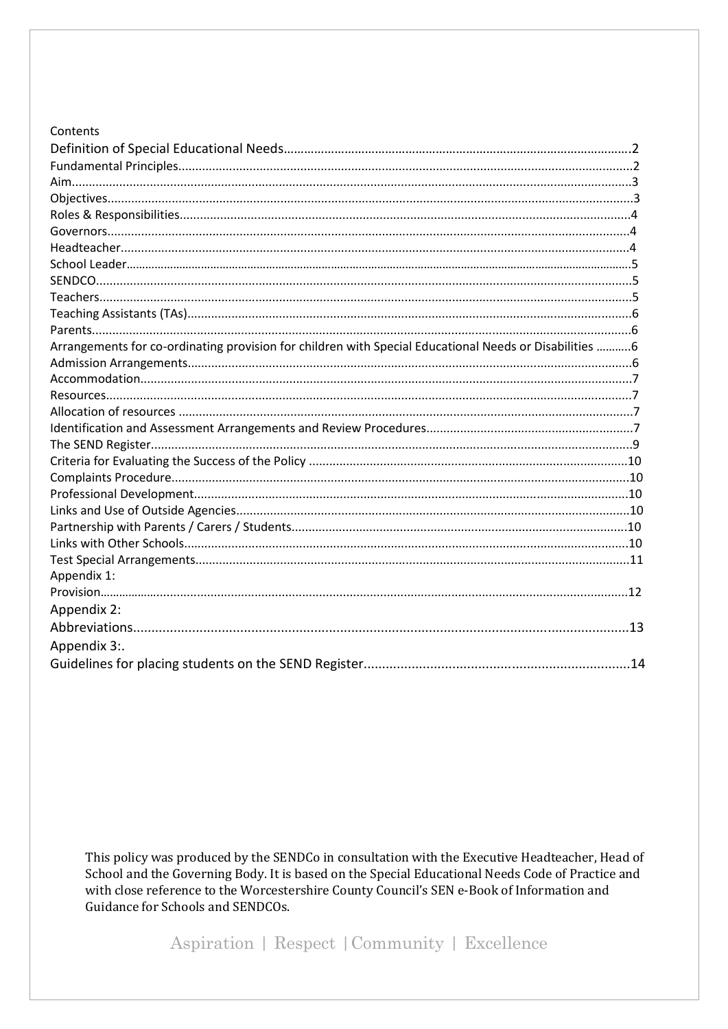Contents

| | |
|---|---|
| Definition of Special Educational Needs | 2 |
| Fundamental Principles | 2 |
| Aim | 3 |
| Objectives | 3 |
| Roles & Responsibilities | 4 |
| Governors | 4 |
| Headteacher | 4 |
| School Leader | 5 |
| SENDCO | 5 |
| Teachers | 5 |
| Teaching Assistants (TAs) | 6 |
| Parents | 6 |
| Arrangements for co-ordinating provision for children with Special Educational Needs or Disabilities | 6 |
| Admission Arrangements | 6 |
| Accommodation | 7 |
| Resources | 7 |
| Allocation of resources | 7 |
| Identification and Assessment Arrangements and Review Procedures | 7 |
| The SEND Register | 9 |
| Criteria for Evaluating the Success of the Policy | 10 |
| Complaints Procedure | 10 |
| Professional Development | 10 |
| Links and Use of Outside Agencies | 10 |
| Partnership with Parents / Carers / Students | 10 |
| Links with Other Schools | 10 |
| Test Special Arrangements | 11 |
| Appendix 1: Provision | 12 |
| Appendix 2: Abbreviations | 13 |
| Appendix 3:. Guidelines for placing students on the SEND Register | 14 |

This policy was produced by the SENDCo in consultation with the Executive Headteacher, Head of School and the Governing Body. It is based on the Special Educational Needs Code of Practice and with close reference to the Worcestershire County Council's SEN e-Book of Information and Guidance for Schools and SENDCOs.

Aspiration | Respect | Community | Excellence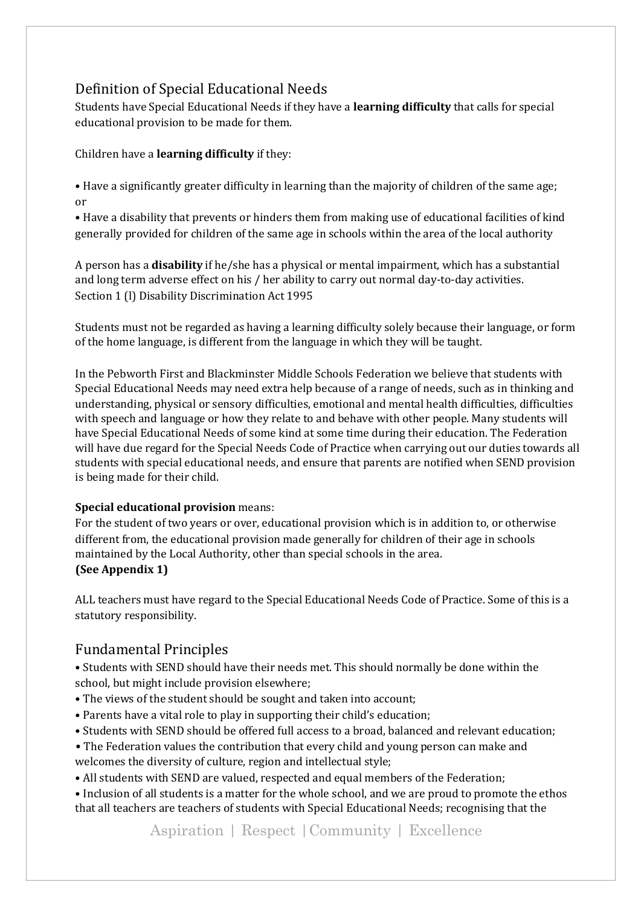## Definition of Special Educational Needs

Students have Special Educational Needs if they have a **learning difficulty** that calls for special educational provision to be made for them.

Children have a **learning difficulty** if they:

• Have a significantly greater difficulty in learning than the majority of children of the same age; or

• Have a disability that prevents or hinders them from making use of educational facilities of kind generally provided for children of the same age in schools within the area of the local authority

A person has a **disability** if he/she has a physical or mental impairment, which has a substantial and long term adverse effect on his / her ability to carry out normal day-to-day activities. Section 1 (l) Disability Discrimination Act 1995

Students must not be regarded as having a learning difficulty solely because their language, or form of the home language, is different from the language in which they will be taught.

In the Pebworth First and Blackminster Middle Schools Federation we believe that students with Special Educational Needs may need extra help because of a range of needs, such as in thinking and understanding, physical or sensory difficulties, emotional and mental health difficulties, difficulties with speech and language or how they relate to and behave with other people. Many students will have Special Educational Needs of some kind at some time during their education. The Federation will have due regard for the Special Needs Code of Practice when carrying out our duties towards all students with special educational needs, and ensure that parents are notified when SEND provision is being made for their child.

**Special educational provision** means:
For the student of two years or over, educational provision which is in addition to, or otherwise different from, the educational provision made generally for children of their age in schools maintained by the Local Authority, other than special schools in the area.
**(See Appendix 1)**

ALL teachers must have regard to the Special Educational Needs Code of Practice. Some of this is a statutory responsibility.

## Fundamental Principles

• Students with SEND should have their needs met. This should normally be done within the school, but might include provision elsewhere;
• The views of the student should be sought and taken into account;
• Parents have a vital role to play in supporting their child's education;
• Students with SEND should be offered full access to a broad, balanced and relevant education;
• The Federation values the contribution that every child and young person can make and welcomes the diversity of culture, region and intellectual style;
• All students with SEND are valued, respected and equal members of the Federation;
• Inclusion of all students is a matter for the whole school, and we are proud to promote the ethos that all teachers are teachers of students with Special Educational Needs; recognising that the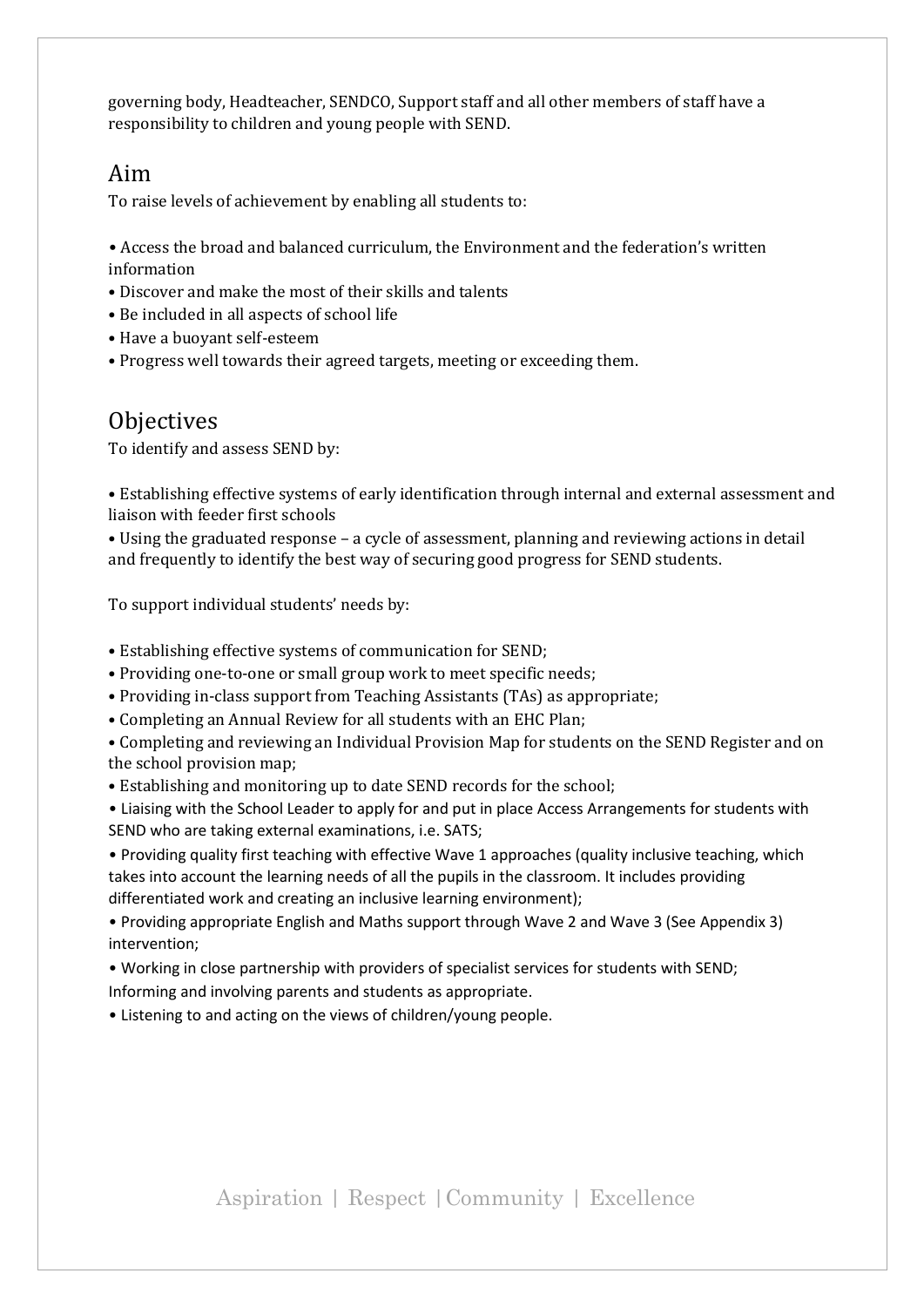governing body, Headteacher, SENDCO, Support staff and all other members of staff have a responsibility to children and young people with SEND.

## Aim

To raise levels of achievement by enabling all students to:

- Access the broad and balanced curriculum, the Environment and the federation's written information
- Discover and make the most of their skills and talents
- Be included in all aspects of school life
- Have a buoyant self-esteem
- Progress well towards their agreed targets, meeting or exceeding them.

## Objectives

To identify and assess SEND by:

- Establishing effective systems of early identification through internal and external assessment and liaison with feeder first schools
- Using the graduated response – a cycle of assessment, planning and reviewing actions in detail and frequently to identify the best way of securing good progress for SEND students.

To support individual students' needs by:

- Establishing effective systems of communication for SEND;
- Providing one-to-one or small group work to meet specific needs;
- Providing in-class support from Teaching Assistants (TAs) as appropriate;
- Completing an Annual Review for all students with an EHC Plan;
- Completing and reviewing an Individual Provision Map for students on the SEND Register and on the school provision map;
- Establishing and monitoring up to date SEND records for the school;
- Liaising with the School Leader to apply for and put in place Access Arrangements for students with SEND who are taking external examinations, i.e. SATS;
- Providing quality first teaching with effective Wave 1 approaches (quality inclusive teaching, which takes into account the learning needs of all the pupils in the classroom. It includes providing differentiated work and creating an inclusive learning environment);
- Providing appropriate English and Maths support through Wave 2 and Wave 3 (See Appendix 3) intervention;
- Working in close partnership with providers of specialist services for students with SEND; Informing and involving parents and students as appropriate.
- Listening to and acting on the views of children/young people.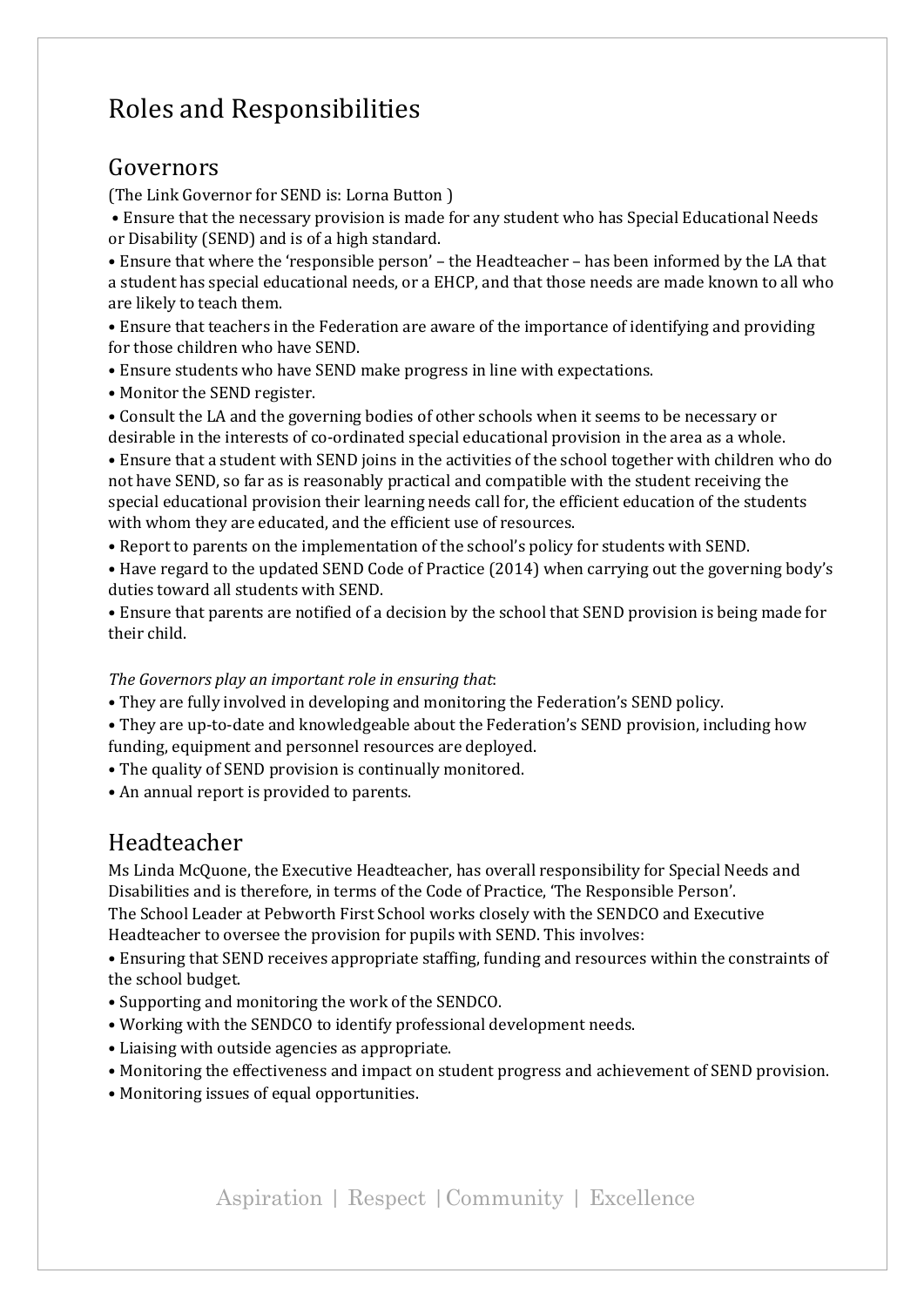# Roles and Responsibilities

## Governors

(The Link Governor for SEND is: Lorna Button )

- Ensure that the necessary provision is made for any student who has Special Educational Needs or Disability (SEND) and is of a high standard.
- Ensure that where the 'responsible person' – the Headteacher – has been informed by the LA that a student has special educational needs, or a EHCP, and that those needs are made known to all who are likely to teach them.
- Ensure that teachers in the Federation are aware of the importance of identifying and providing for those children who have SEND.
- Ensure students who have SEND make progress in line with expectations.
- Monitor the SEND register.
- Consult the LA and the governing bodies of other schools when it seems to be necessary or desirable in the interests of co-ordinated special educational provision in the area as a whole.
- Ensure that a student with SEND joins in the activities of the school together with children who do not have SEND, so far as is reasonably practical and compatible with the student receiving the special educational provision their learning needs call for, the efficient education of the students with whom they are educated, and the efficient use of resources.
- Report to parents on the implementation of the school's policy for students with SEND.
- Have regard to the updated SEND Code of Practice (2014) when carrying out the governing body's duties toward all students with SEND.
- Ensure that parents are notified of a decision by the school that SEND provision is being made for their child.

*The Governors play an important role in ensuring that*:

- They are fully involved in developing and monitoring the Federation's SEND policy.
- They are up-to-date and knowledgeable about the Federation's SEND provision, including how funding, equipment and personnel resources are deployed.
- The quality of SEND provision is continually monitored.
- An annual report is provided to parents.

## Headteacher

Ms Linda McQuone, the Executive Headteacher, has overall responsibility for Special Needs and Disabilities and is therefore, in terms of the Code of Practice, 'The Responsible Person'.
The School Leader at Pebworth First School works closely with the SENDCO and Executive Headteacher to oversee the provision for pupils with SEND. This involves:

- Ensuring that SEND receives appropriate staffing, funding and resources within the constraints of the school budget.
- Supporting and monitoring the work of the SENDCO.
- Working with the SENDCO to identify professional development needs.
- Liaising with outside agencies as appropriate.
- Monitoring the effectiveness and impact on student progress and achievement of SEND provision.
- Monitoring issues of equal opportunities.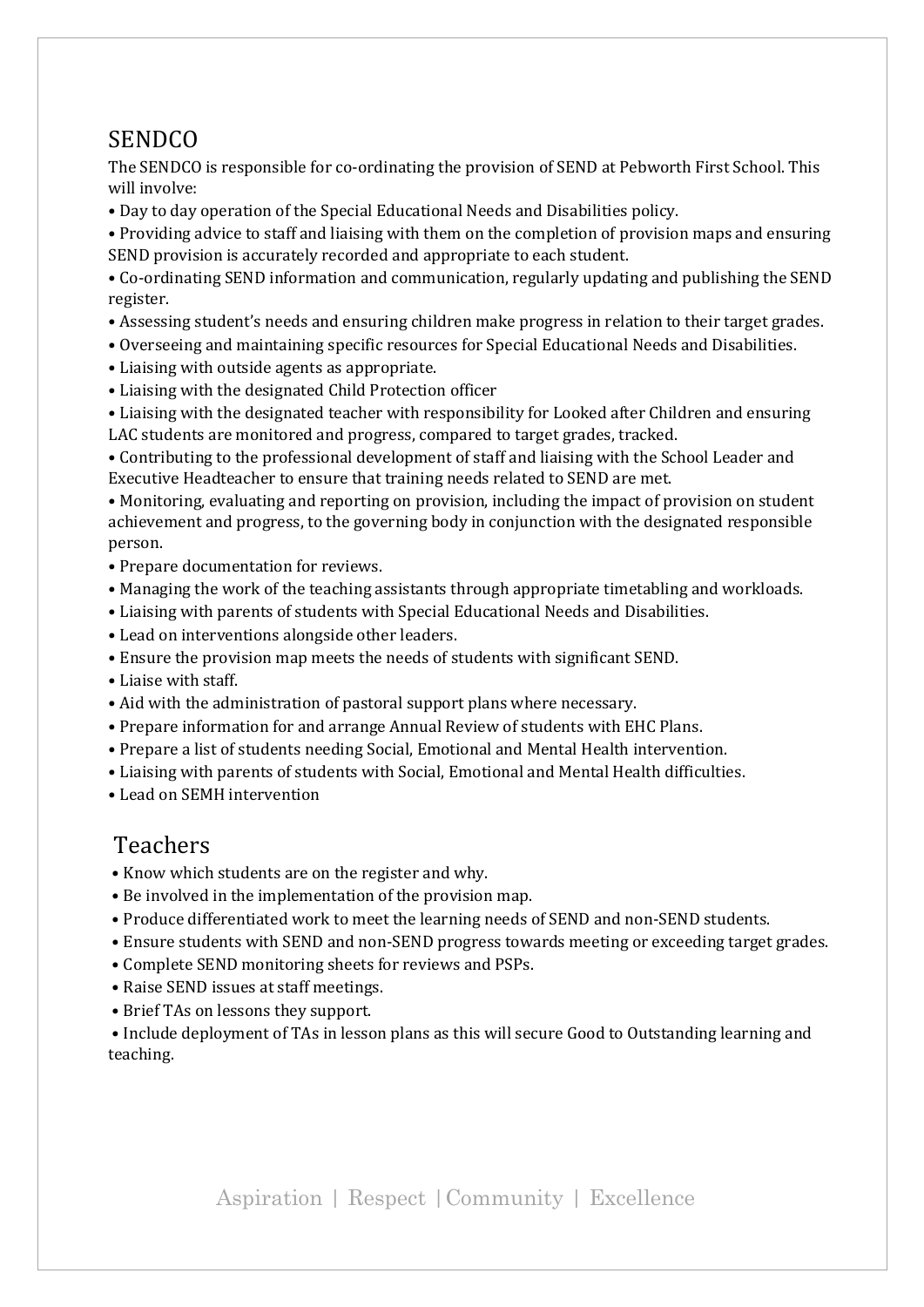## SENDCO

The SENDCO is responsible for co-ordinating the provision of SEND at Pebworth First School. This will involve:

- Day to day operation of the Special Educational Needs and Disabilities policy.
- Providing advice to staff and liaising with them on the completion of provision maps and ensuring SEND provision is accurately recorded and appropriate to each student.
- Co-ordinating SEND information and communication, regularly updating and publishing the SEND register.
- Assessing student's needs and ensuring children make progress in relation to their target grades.
- Overseeing and maintaining specific resources for Special Educational Needs and Disabilities.
- Liaising with outside agents as appropriate.
- Liaising with the designated Child Protection officer
- Liaising with the designated teacher with responsibility for Looked after Children and ensuring LAC students are monitored and progress, compared to target grades, tracked.
- Contributing to the professional development of staff and liaising with the School Leader and Executive Headteacher to ensure that training needs related to SEND are met.
- Monitoring, evaluating and reporting on provision, including the impact of provision on student achievement and progress, to the governing body in conjunction with the designated responsible person.
- Prepare documentation for reviews.
- Managing the work of the teaching assistants through appropriate timetabling and workloads.
- Liaising with parents of students with Special Educational Needs and Disabilities.
- Lead on interventions alongside other leaders.
- Ensure the provision map meets the needs of students with significant SEND.
- Liaise with staff.
- Aid with the administration of pastoral support plans where necessary.
- Prepare information for and arrange Annual Review of students with EHC Plans.
- Prepare a list of students needing Social, Emotional and Mental Health intervention.
- Liaising with parents of students with Social, Emotional and Mental Health difficulties.
- Lead on SEMH intervention

## Teachers

- Know which students are on the register and why.
- Be involved in the implementation of the provision map.
- Produce differentiated work to meet the learning needs of SEND and non-SEND students.
- Ensure students with SEND and non-SEND progress towards meeting or exceeding target grades.
- Complete SEND monitoring sheets for reviews and PSPs.
- Raise SEND issues at staff meetings.
- Brief TAs on lessons they support.
- Include deployment of TAs in lesson plans as this will secure Good to Outstanding learning and teaching.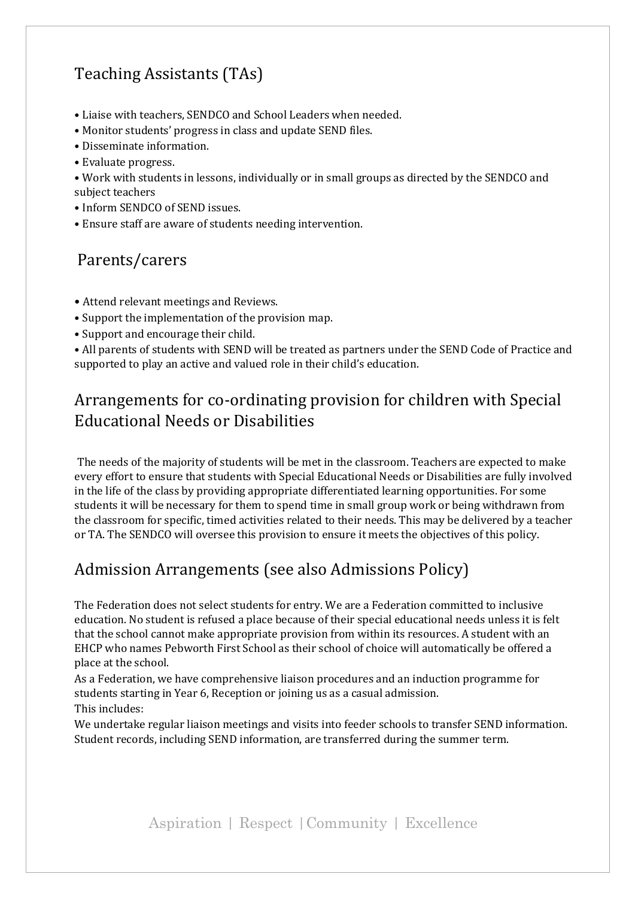## Teaching Assistants (TAs)

- Liaise with teachers, SENDCO and School Leaders when needed.
- Monitor students' progress in class and update SEND files.
- Disseminate information.
- Evaluate progress.
- Work with students in lessons, individually or in small groups as directed by the SENDCO and subject teachers
- Inform SENDCO of SEND issues.
- Ensure staff are aware of students needing intervention.

## Parents/carers

- Attend relevant meetings and Reviews.
- Support the implementation of the provision map.
- Support and encourage their child.
- All parents of students with SEND will be treated as partners under the SEND Code of Practice and supported to play an active and valued role in their child's education.

## Arrangements for co-ordinating provision for children with Special Educational Needs or Disabilities

The needs of the majority of students will be met in the classroom. Teachers are expected to make every effort to ensure that students with Special Educational Needs or Disabilities are fully involved in the life of the class by providing appropriate differentiated learning opportunities. For some students it will be necessary for them to spend time in small group work or being withdrawn from the classroom for specific, timed activities related to their needs. This may be delivered by a teacher or TA. The SENDCO will oversee this provision to ensure it meets the objectives of this policy.

## Admission Arrangements (see also Admissions Policy)

The Federation does not select students for entry. We are a Federation committed to inclusive education. No student is refused a place because of their special educational needs unless it is felt that the school cannot make appropriate provision from within its resources. A student with an EHCP who names Pebworth First School as their school of choice will automatically be offered a place at the school.
As a Federation, we have comprehensive liaison procedures and an induction programme for students starting in Year 6, Reception or joining us as a casual admission.
This includes:
We undertake regular liaison meetings and visits into feeder schools to transfer SEND information. Student records, including SEND information, are transferred during the summer term.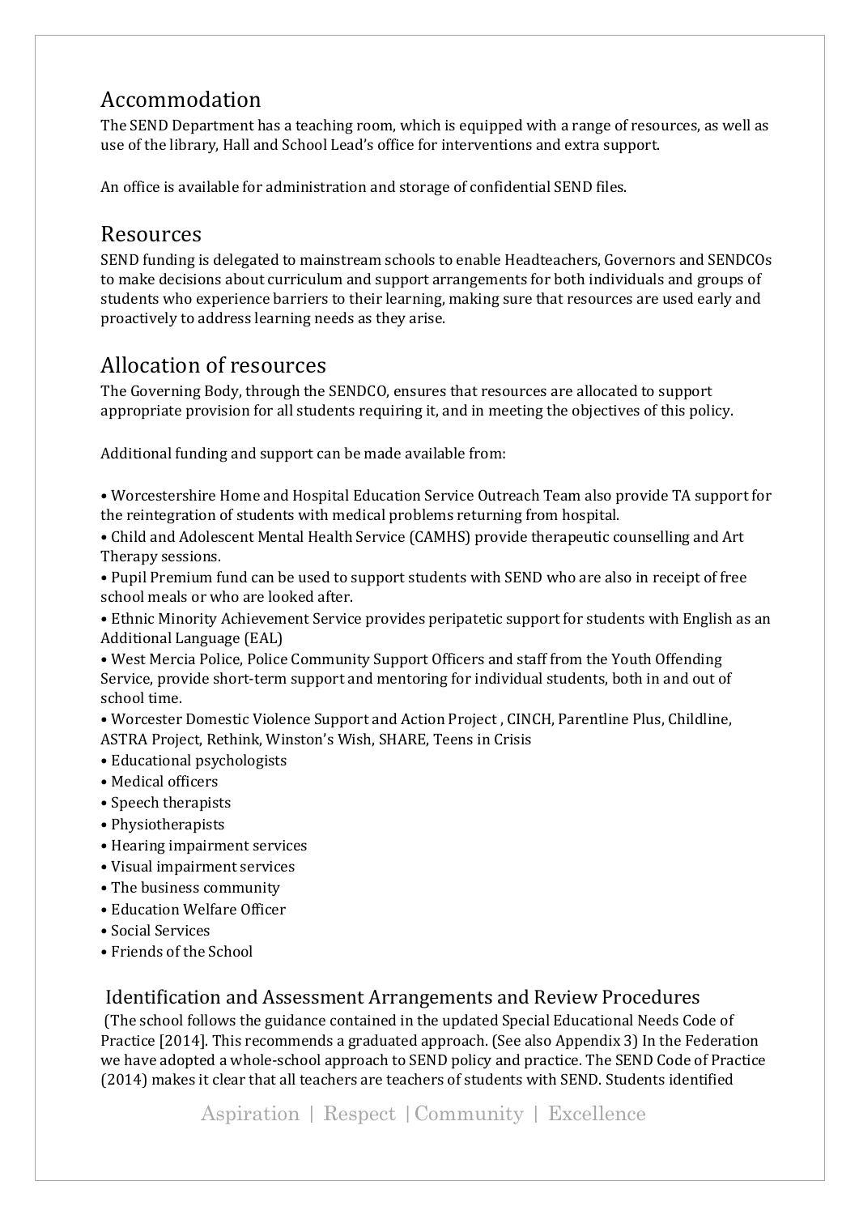## Accommodation

The SEND Department has a teaching room, which is equipped with a range of resources, as well as use of the library, Hall and School Lead's office for interventions and extra support.

An office is available for administration and storage of confidential SEND files.

## Resources

SEND funding is delegated to mainstream schools to enable Headteachers, Governors and SENDCOs to make decisions about curriculum and support arrangements for both individuals and groups of students who experience barriers to their learning, making sure that resources are used early and proactively to address learning needs as they arise.

## Allocation of resources

The Governing Body, through the SENDCO, ensures that resources are allocated to support appropriate provision for all students requiring it, and in meeting the objectives of this policy.

Additional funding and support can be made available from:

- Worcestershire Home and Hospital Education Service Outreach Team also provide TA support for the reintegration of students with medical problems returning from hospital.
- Child and Adolescent Mental Health Service (CAMHS) provide therapeutic counselling and Art Therapy sessions.
- Pupil Premium fund can be used to support students with SEND who are also in receipt of free school meals or who are looked after.
- Ethnic Minority Achievement Service provides peripatetic support for students with English as an Additional Language (EAL)
- West Mercia Police, Police Community Support Officers and staff from the Youth Offending Service, provide short-term support and mentoring for individual students, both in and out of school time.
- Worcester Domestic Violence Support and Action Project , CINCH, Parentline Plus, Childline, ASTRA Project, Rethink, Winston's Wish, SHARE, Teens in Crisis
- Educational psychologists
- Medical officers
- Speech therapists
- Physiotherapists
- Hearing impairment services
- Visual impairment services
- The business community
- Education Welfare Officer
- Social Services
- Friends of the School

### Identification and Assessment Arrangements and Review Procedures

(The school follows the guidance contained in the updated Special Educational Needs Code of Practice [2014]. This recommends a graduated approach. (See also Appendix 3) In the Federation we have adopted a whole-school approach to SEND policy and practice. The SEND Code of Practice (2014) makes it clear that all teachers are teachers of students with SEND. Students identified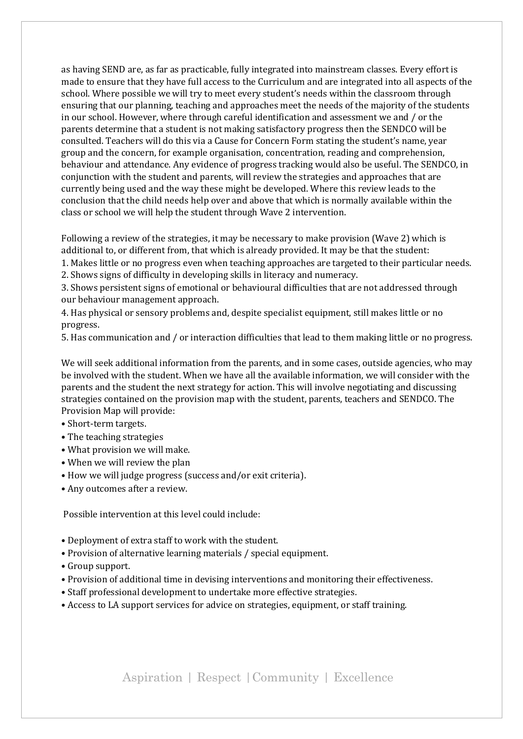as having SEND are, as far as practicable, fully integrated into mainstream classes. Every effort is made to ensure that they have full access to the Curriculum and are integrated into all aspects of the school. Where possible we will try to meet every student's needs within the classroom through ensuring that our planning, teaching and approaches meet the needs of the majority of the students in our school. However, where through careful identification and assessment we and / or the parents determine that a student is not making satisfactory progress then the SENDCO will be consulted. Teachers will do this via a Cause for Concern Form stating the student's name, year group and the concern, for example organisation, concentration, reading and comprehension, behaviour and attendance. Any evidence of progress tracking would also be useful. The SENDCO, in conjunction with the student and parents, will review the strategies and approaches that are currently being used and the way these might be developed. Where this review leads to the conclusion that the child needs help over and above that which is normally available within the class or school we will help the student through Wave 2 intervention.

Following a review of the strategies, it may be necessary to make provision (Wave 2) which is additional to, or different from, that which is already provided. It may be that the student:

1. Makes little or no progress even when teaching approaches are targeted to their particular needs.
2. Shows signs of difficulty in developing skills in literacy and numeracy.
3. Shows persistent signs of emotional or behavioural difficulties that are not addressed through our behaviour management approach.
4. Has physical or sensory problems and, despite specialist equipment, still makes little or no progress.
5. Has communication and / or interaction difficulties that lead to them making little or no progress.

We will seek additional information from the parents, and in some cases, outside agencies, who may be involved with the student. When we have all the available information, we will consider with the parents and the student the next strategy for action. This will involve negotiating and discussing strategies contained on the provision map with the student, parents, teachers and SENDCO. The Provision Map will provide:

- Short-term targets.
- The teaching strategies
- What provision we will make.
- When we will review the plan
- How we will judge progress (success and/or exit criteria).
- Any outcomes after a review.

Possible intervention at this level could include:

- Deployment of extra staff to work with the student.
- Provision of alternative learning materials / special equipment.
- Group support.
- Provision of additional time in devising interventions and monitoring their effectiveness.
- Staff professional development to undertake more effective strategies.
- Access to LA support services for advice on strategies, equipment, or staff training.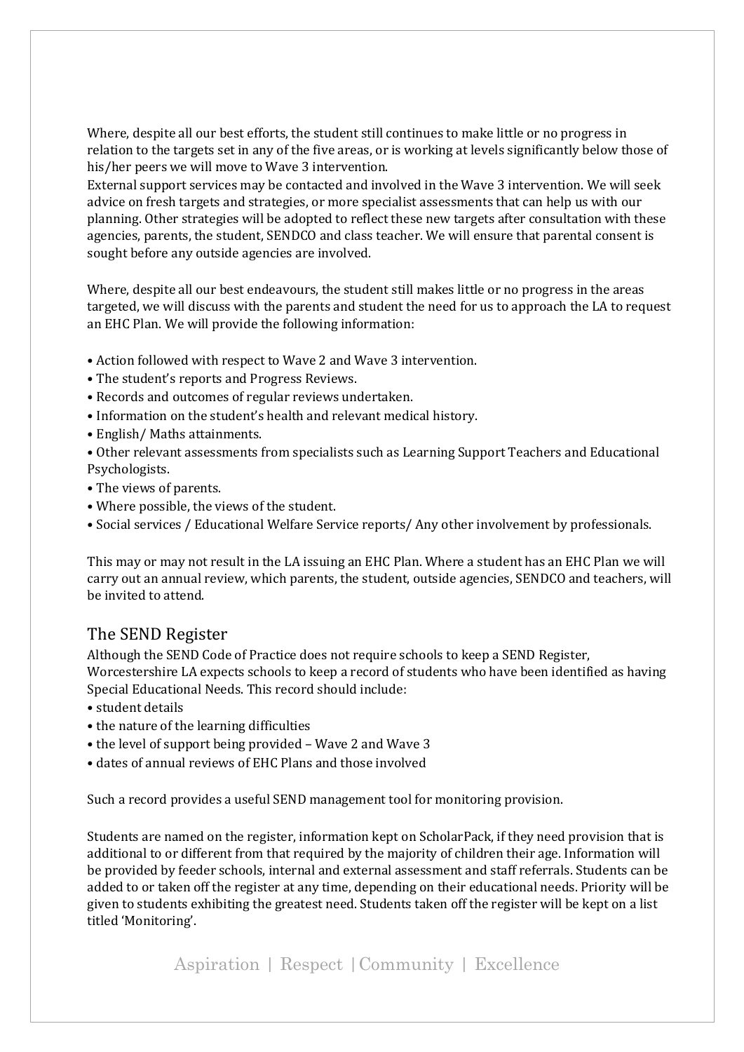Where, despite all our best efforts, the student still continues to make little or no progress in relation to the targets set in any of the five areas, or is working at levels significantly below those of his/her peers we will move to Wave 3 intervention.

External support services may be contacted and involved in the Wave 3 intervention. We will seek advice on fresh targets and strategies, or more specialist assessments that can help us with our planning. Other strategies will be adopted to reflect these new targets after consultation with these agencies, parents, the student, SENDCO and class teacher. We will ensure that parental consent is sought before any outside agencies are involved.

Where, despite all our best endeavours, the student still makes little or no progress in the areas targeted, we will discuss with the parents and student the need for us to approach the LA to request an EHC Plan. We will provide the following information:

- Action followed with respect to Wave 2 and Wave 3 intervention.
- The student's reports and Progress Reviews.
- Records and outcomes of regular reviews undertaken.
- Information on the student's health and relevant medical history.
- English/ Maths attainments.
- Other relevant assessments from specialists such as Learning Support Teachers and Educational Psychologists.
- The views of parents.
- Where possible, the views of the student.
- Social services / Educational Welfare Service reports/ Any other involvement by professionals.

This may or may not result in the LA issuing an EHC Plan. Where a student has an EHC Plan we will carry out an annual review, which parents, the student, outside agencies, SENDCO and teachers, will be invited to attend.

## The SEND Register

Although the SEND Code of Practice does not require schools to keep a SEND Register, Worcestershire LA expects schools to keep a record of students who have been identified as having Special Educational Needs. This record should include:

- student details
- the nature of the learning difficulties
- the level of support being provided – Wave 2 and Wave 3
- dates of annual reviews of EHC Plans and those involved

Such a record provides a useful SEND management tool for monitoring provision.

Students are named on the register, information kept on ScholarPack, if they need provision that is additional to or different from that required by the majority of children their age. Information will be provided by feeder schools, internal and external assessment and staff referrals. Students can be added to or taken off the register at any time, depending on their educational needs. Priority will be given to students exhibiting the greatest need. Students taken off the register will be kept on a list titled 'Monitoring'.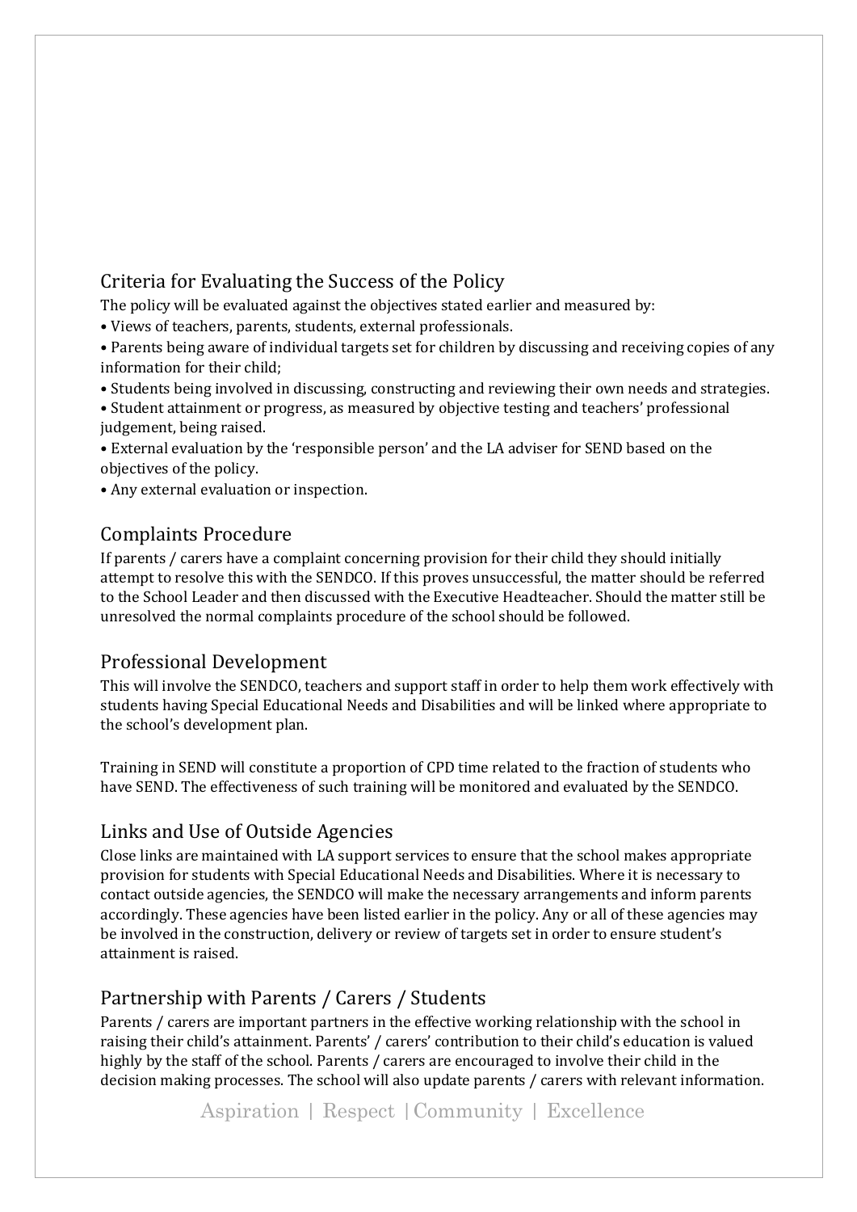## Criteria for Evaluating the Success of the Policy

The policy will be evaluated against the objectives stated earlier and measured by:

- Views of teachers, parents, students, external professionals.
- Parents being aware of individual targets set for children by discussing and receiving copies of any information for their child;
- Students being involved in discussing, constructing and reviewing their own needs and strategies.
- Student attainment or progress, as measured by objective testing and teachers' professional judgement, being raised.
- External evaluation by the 'responsible person' and the LA adviser for SEND based on the objectives of the policy.
- Any external evaluation or inspection.

## Complaints Procedure

If parents / carers have a complaint concerning provision for their child they should initially attempt to resolve this with the SENDCO. If this proves unsuccessful, the matter should be referred to the School Leader and then discussed with the Executive Headteacher. Should the matter still be unresolved the normal complaints procedure of the school should be followed.

## Professional Development

This will involve the SENDCO, teachers and support staff in order to help them work effectively with students having Special Educational Needs and Disabilities and will be linked where appropriate to the school's development plan.

Training in SEND will constitute a proportion of CPD time related to the fraction of students who have SEND. The effectiveness of such training will be monitored and evaluated by the SENDCO.

## Links and Use of Outside Agencies

Close links are maintained with LA support services to ensure that the school makes appropriate provision for students with Special Educational Needs and Disabilities. Where it is necessary to contact outside agencies, the SENDCO will make the necessary arrangements and inform parents accordingly. These agencies have been listed earlier in the policy. Any or all of these agencies may be involved in the construction, delivery or review of targets set in order to ensure student's attainment is raised.

## Partnership with Parents / Carers / Students

Parents / carers are important partners in the effective working relationship with the school in raising their child's attainment. Parents' / carers' contribution to their child's education is valued highly by the staff of the school. Parents / carers are encouraged to involve their child in the decision making processes. The school will also update parents / carers with relevant information.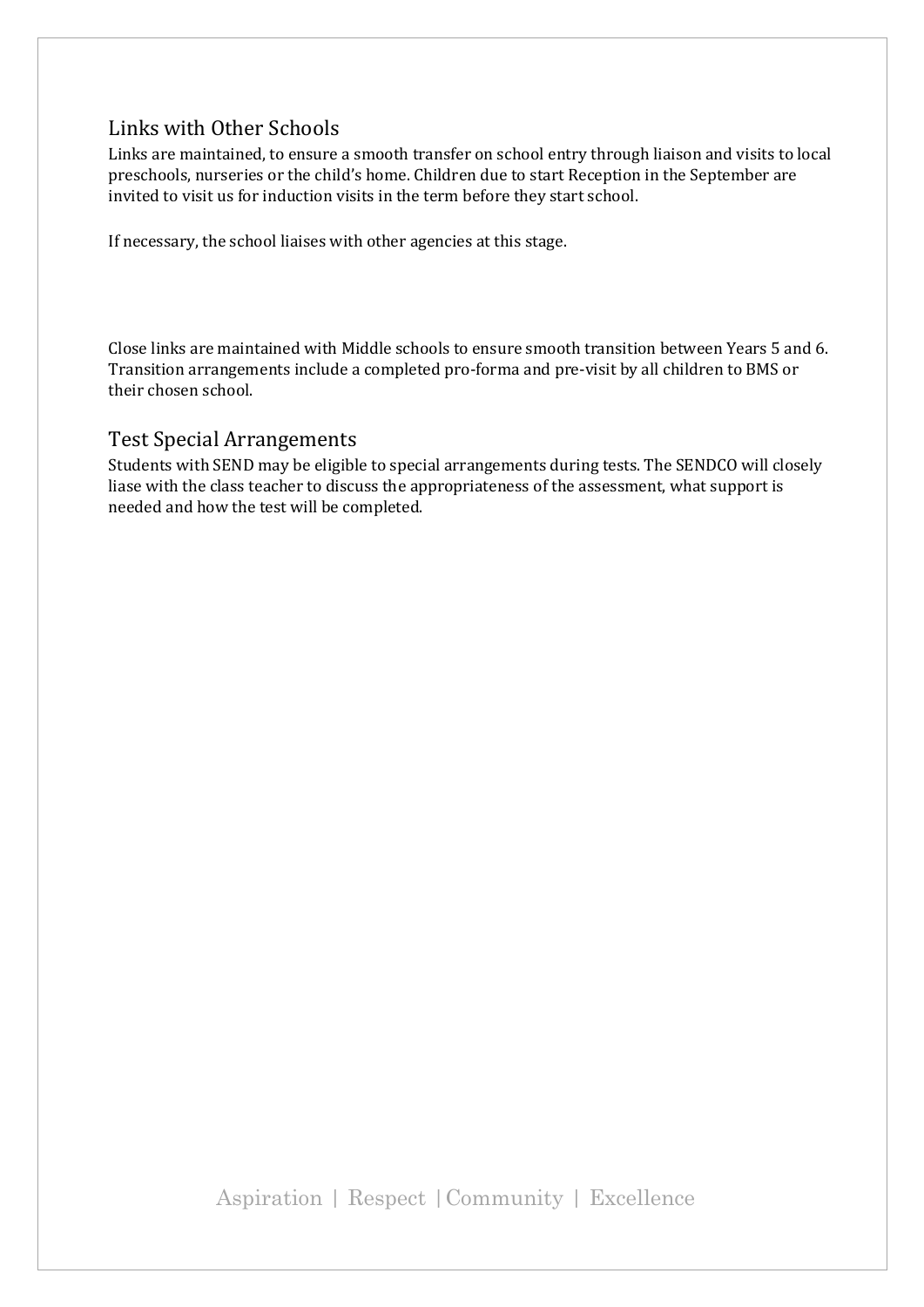## Links with Other Schools

Links are maintained, to ensure a smooth transfer on school entry through liaison and visits to local preschools, nurseries or the child's home. Children due to start Reception in the September are invited to visit us for induction visits in the term before they start school.

If necessary, the school liaises with other agencies at this stage.

Close links are maintained with Middle schools to ensure smooth transition between Years 5 and 6. Transition arrangements include a completed pro-forma and pre-visit by all children to BMS or their chosen school.

## Test Special Arrangements

Students with SEND may be eligible to special arrangements during tests. The SENDCO will closely liase with the class teacher to discuss the appropriateness of the assessment, what support is needed and how the test will be completed.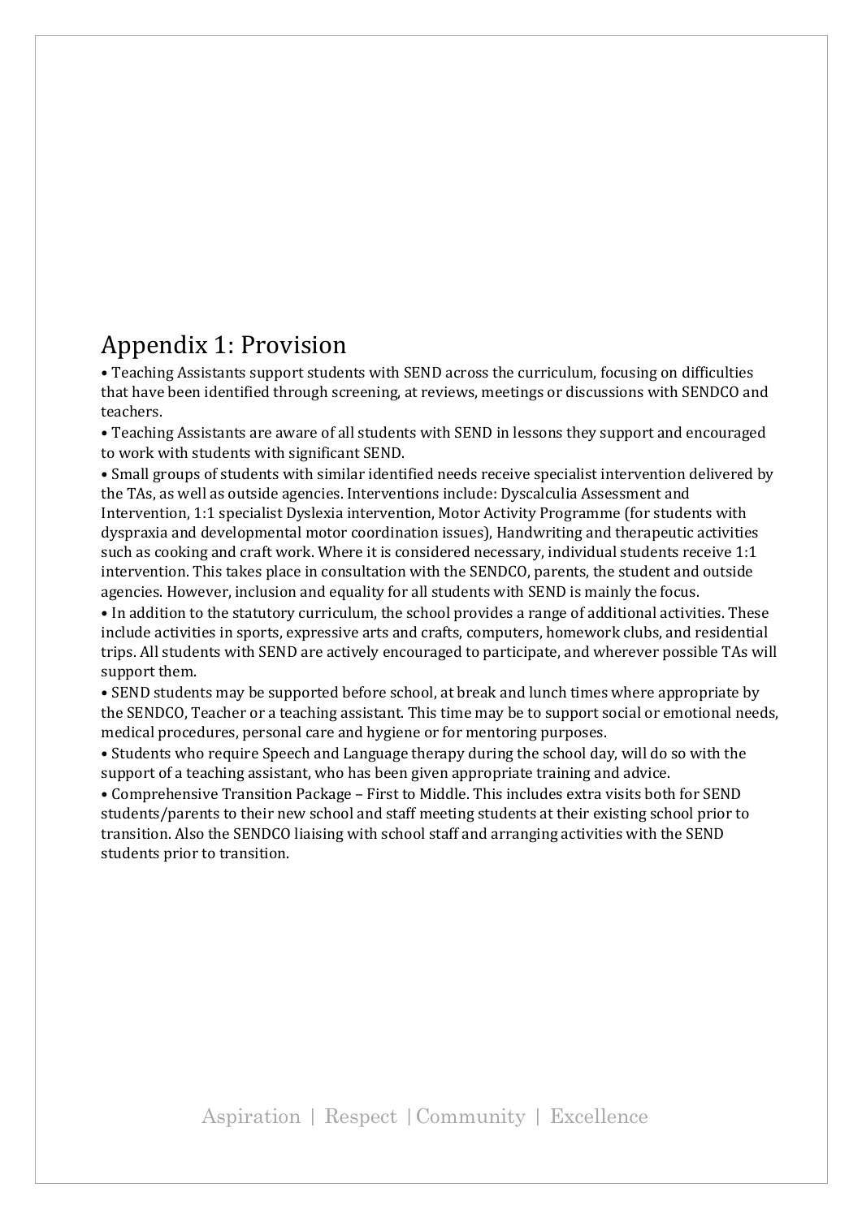# Appendix 1: Provision

- Teaching Assistants support students with SEND across the curriculum, focusing on difficulties that have been identified through screening, at reviews, meetings or discussions with SENDCO and teachers.
- Teaching Assistants are aware of all students with SEND in lessons they support and encouraged to work with students with significant SEND.
- Small groups of students with similar identified needs receive specialist intervention delivered by the TAs, as well as outside agencies. Interventions include: Dyscalculia Assessment and Intervention, 1:1 specialist Dyslexia intervention, Motor Activity Programme (for students with dyspraxia and developmental motor coordination issues), Handwriting and therapeutic activities such as cooking and craft work. Where it is considered necessary, individual students receive 1:1 intervention. This takes place in consultation with the SENDCO, parents, the student and outside agencies. However, inclusion and equality for all students with SEND is mainly the focus.
- In addition to the statutory curriculum, the school provides a range of additional activities. These include activities in sports, expressive arts and crafts, computers, homework clubs, and residential trips. All students with SEND are actively encouraged to participate, and wherever possible TAs will support them.
- SEND students may be supported before school, at break and lunch times where appropriate by the SENDCO, Teacher or a teaching assistant. This time may be to support social or emotional needs, medical procedures, personal care and hygiene or for mentoring purposes.
- Students who require Speech and Language therapy during the school day, will do so with the support of a teaching assistant, who has been given appropriate training and advice.
- Comprehensive Transition Package – First to Middle. This includes extra visits both for SEND students/parents to their new school and staff meeting students at their existing school prior to transition. Also the SENDCO liaising with school staff and arranging activities with the SEND students prior to transition.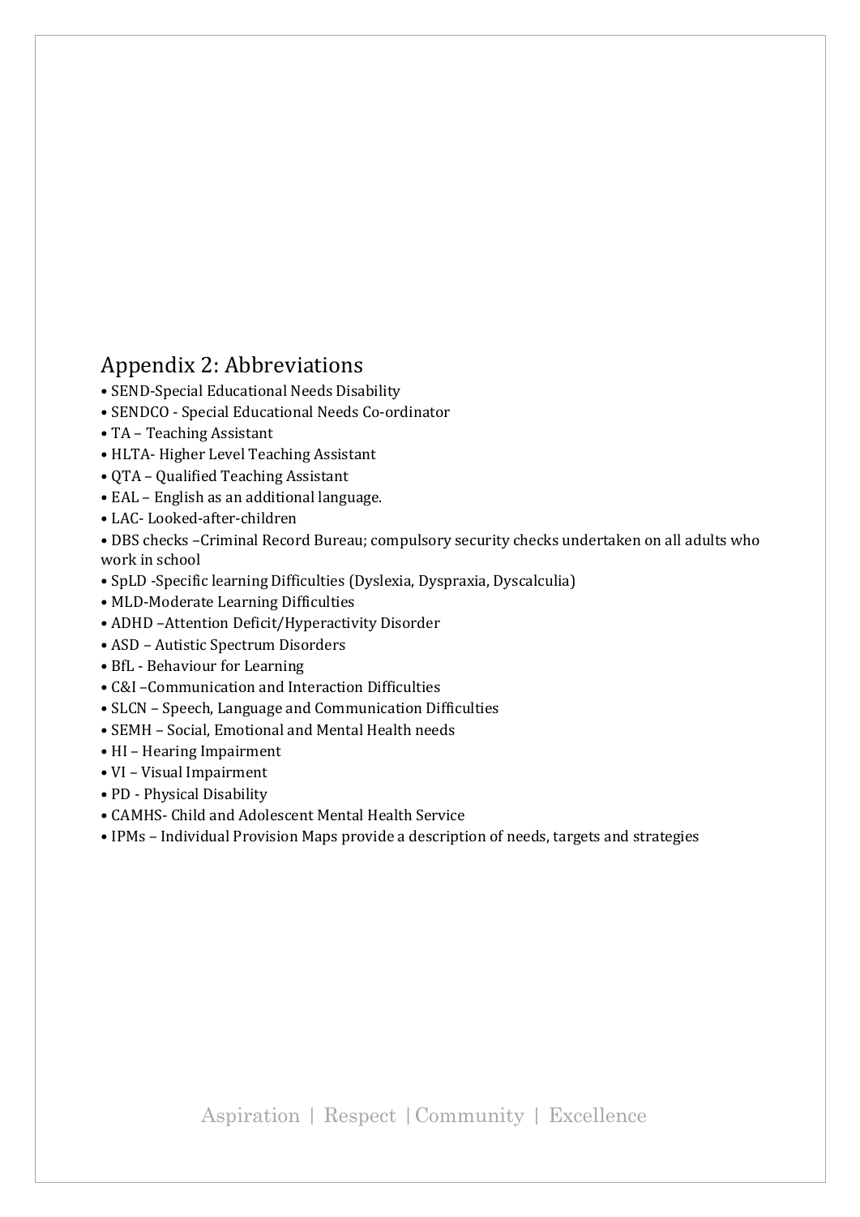## Appendix 2: Abbreviations

- SEND-Special Educational Needs Disability
- SENDCO - Special Educational Needs Co-ordinator
- TA – Teaching Assistant
- HLTA- Higher Level Teaching Assistant
- QTA – Qualified Teaching Assistant
- EAL – English as an additional language.
- LAC- Looked-after-children
- DBS checks –Criminal Record Bureau; compulsory security checks undertaken on all adults who work in school
- SpLD -Specific learning Difficulties (Dyslexia, Dyspraxia, Dyscalculia)
- MLD-Moderate Learning Difficulties
- ADHD –Attention Deficit/Hyperactivity Disorder
- ASD – Autistic Spectrum Disorders
- BfL - Behaviour for Learning
- C&I –Communication and Interaction Difficulties
- SLCN – Speech, Language and Communication Difficulties
- SEMH – Social, Emotional and Mental Health needs
- HI – Hearing Impairment
- VI – Visual Impairment
- PD - Physical Disability
- CAMHS- Child and Adolescent Mental Health Service
- IPMs – Individual Provision Maps provide a description of needs, targets and strategies